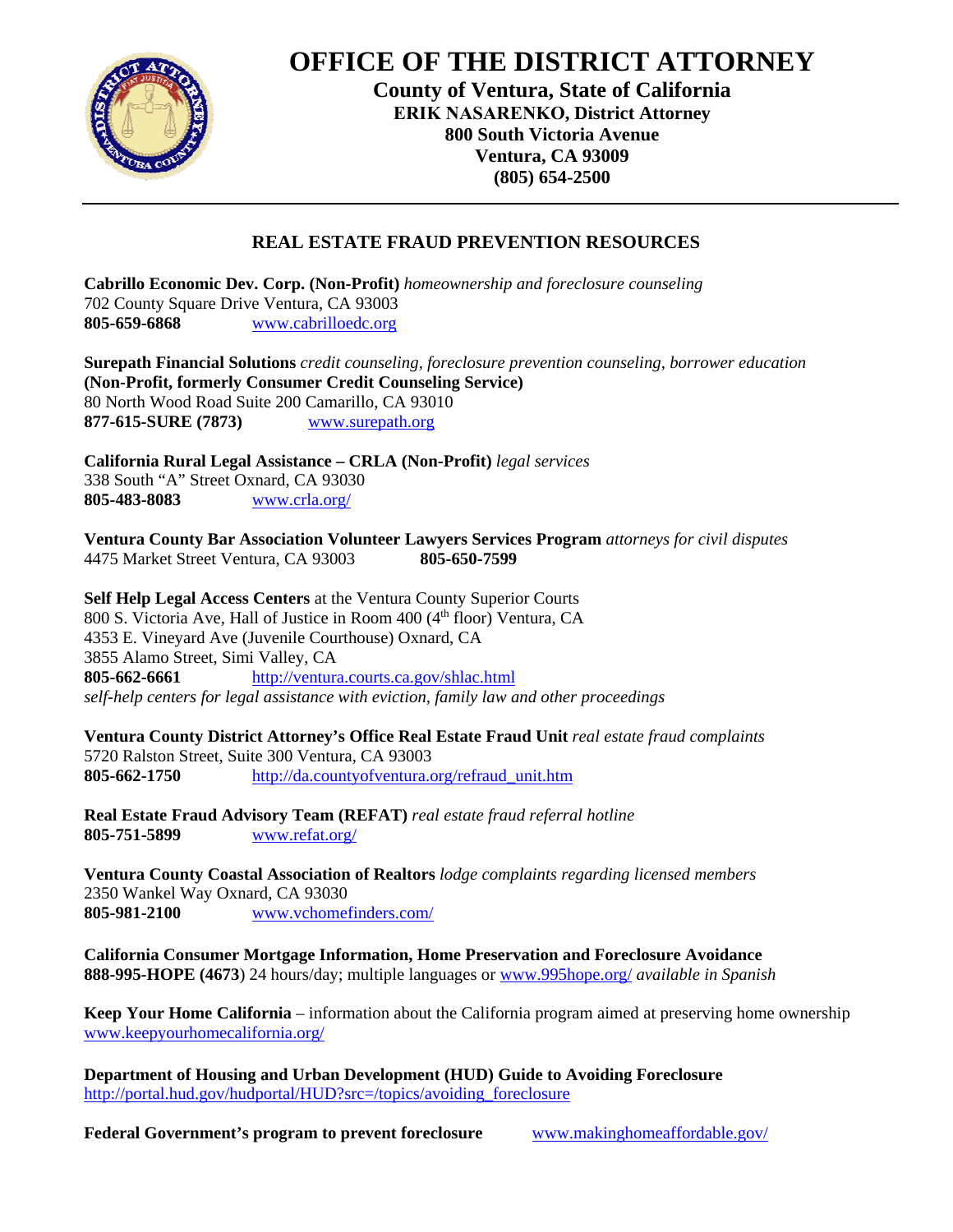# OFFICE OF THE DISTRICT ATTORNEY

**County of Ventura, State of California**
**ERIK NASARENKO, District Attorney**
**800 South Victoria Avenue**
**Ventura, CA 93009**
**(805) 654-2500**

---

## REAL ESTATE FRAUD PREVENTION RESOURCES

**Cabrillo Economic Dev. Corp. (Non-Profit)** *homeownership and foreclosure counseling*
702 County Square Drive Ventura, CA 93003
**805-659-6868** www.cabrilloedc.org

**Surepath Financial Solutions** *credit counseling, foreclosure prevention counseling, borrower education*
**(Non-Profit, formerly Consumer Credit Counseling Service)**
80 North Wood Road Suite 200 Camarillo, CA 93010
**877-615-SURE (7873)** www.surepath.org

**California Rural Legal Assistance – CRLA (Non-Profit)** *legal services*
338 South "A" Street Oxnard, CA 93030
**805-483-8083** www.crla.org/

**Ventura County Bar Association Volunteer Lawyers Services Program** *attorneys for civil disputes*
4475 Market Street Ventura, CA 93003 **805-650-7599**

**Self Help Legal Access Centers** at the Ventura County Superior Courts
800 S. Victoria Ave, Hall of Justice in Room 400 (4th floor) Ventura, CA
4353 E. Vineyard Ave (Juvenile Courthouse) Oxnard, CA
3855 Alamo Street, Simi Valley, CA
**805-662-6661** http://ventura.courts.ca.gov/shlac.html
*self-help centers for legal assistance with eviction, family law and other proceedings*

**Ventura County District Attorney's Office Real Estate Fraud Unit** *real estate fraud complaints*
5720 Ralston Street, Suite 300 Ventura, CA 93003
**805-662-1750** http://da.countyofventura.org/refraud_unit.htm

**Real Estate Fraud Advisory Team (REFAT)** *real estate fraud referral hotline*
**805-751-5899** www.refat.org/

**Ventura County Coastal Association of Realtors** *lodge complaints regarding licensed members*
2350 Wankel Way Oxnard, CA 93030
**805-981-2100** www.vchomefinders.com/

**California Consumer Mortgage Information, Home Preservation and Foreclosure Avoidance**
**888-995-HOPE (4673)** 24 hours/day; multiple languages or www.995hope.org/ *available in Spanish*

**Keep Your Home California** – information about the California program aimed at preserving home ownership
www.keepyourhomecalifornia.org/

**Department of Housing and Urban Development (HUD) Guide to Avoiding Foreclosure**
http://portal.hud.gov/hudportal/HUD?src=/topics/avoiding_foreclosure

**Federal Government's program to prevent foreclosure** www.makinghomeaffordable.gov/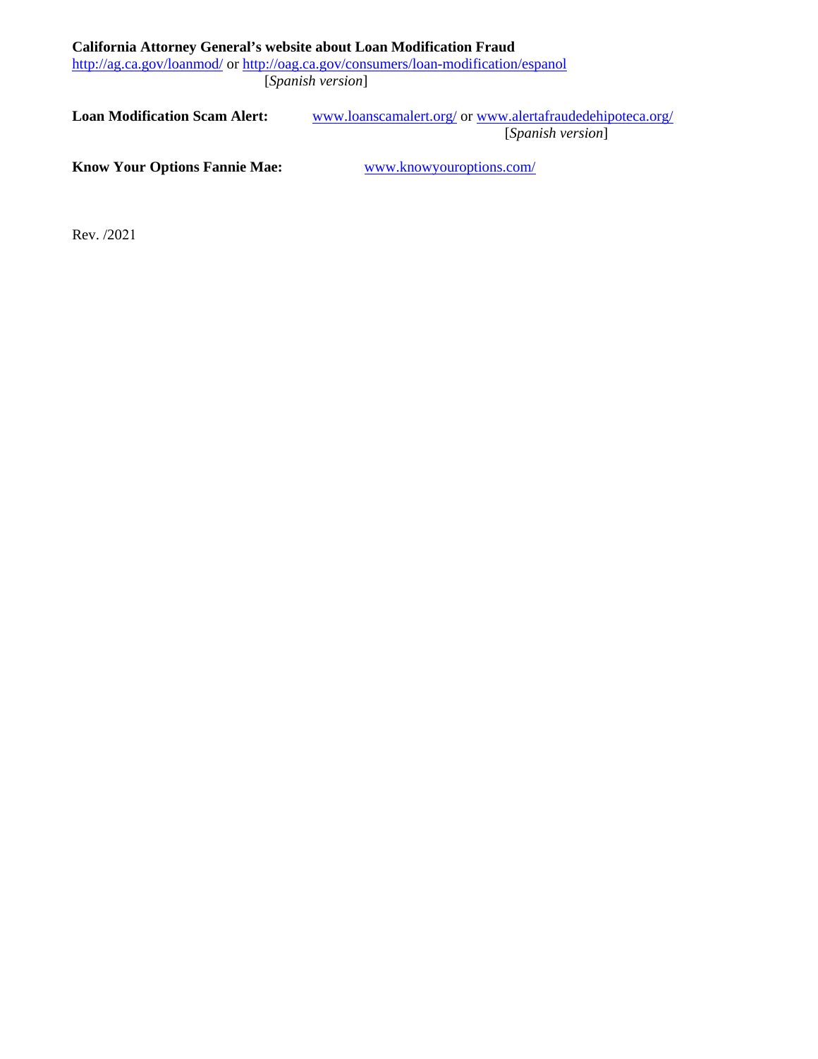**California Attorney General's website about Loan Modification Fraud**
http://ag.ca.gov/loanmod/ or http://oag.ca.gov/consumers/loan-modification/espanol
[*Spanish version*]

**Loan Modification Scam Alert:** www.loanscamalert.org/ or www.alertafraudedehipoteca.org/
[*Spanish version*]

**Know Your Options Fannie Mae:** www.knowyouroptions.com/

Rev. /2021